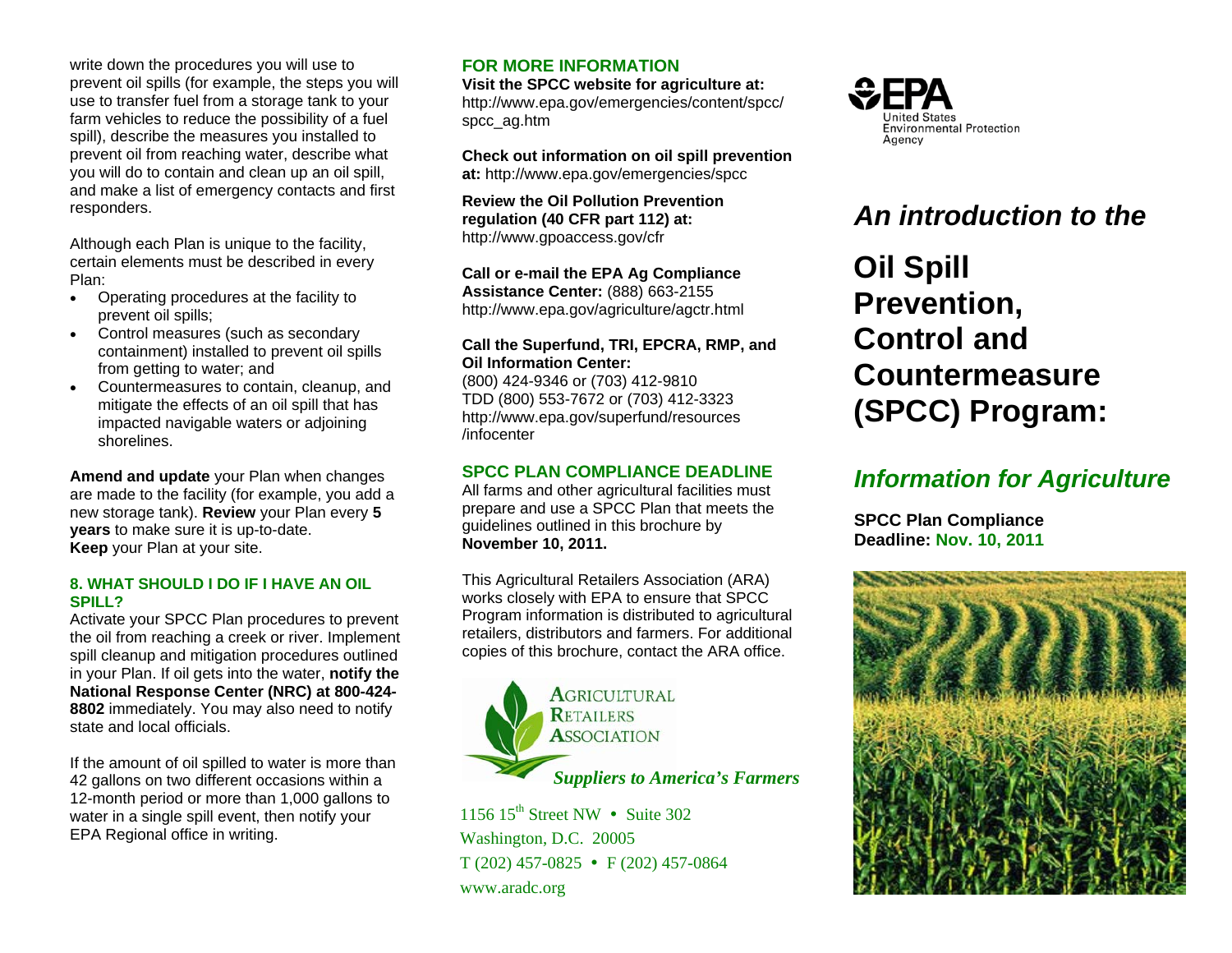write down the procedures you will use to prevent oil spills (for example, the steps you will use to transfer fuel from a storage tank to your farm vehicles to reduce the possibility of a fuel spill), describe the measures you installed to prevent oil from reaching water, describe what you will do to contain and clean up an oil spill, and make a list of emergency contacts and first responders.

Although each Plan is unique to the facility, certain elements must be described in every Plan:

- Operating procedures at the facility to prevent oil spills;
- Control measures (such as secondary containment) installed to prevent oil spills from getting to water; and
- Countermeasures to contain, cleanup, and mitigate the effects of an oil spill that has impacted navigable waters or adjoining shorelines.

**Amend and update** your Plan when changes are made to the facility (for example, you add a new storage tank). **Review** your Plan every **5 years** to make sure it is up-to-date. **Keep** your Plan at your site.

### 8. WHAT SHOULD I DO IF I HAVE AN OIL SPILL?

Activate your SPCC Plan procedures to prevent the oil from reaching a creek or river. Implement spill cleanup and mitigation procedures outlined in your Plan. If oil gets into the water, **notify the National Response Center (NRC) at 800-424-8802** immediately. You may also need to notify state and local officials.

If the amount of oil spilled to water is more than 42 gallons on two different occasions within a 12-month period or more than 1,000 gallons to water in a single spill event, then notify your EPA Regional office in writing.

## FOR MORE INFORMATION

**Visit the SPCC website for agriculture at:**
http://www.epa.gov/emergencies/content/spcc/spcc_ag.htm

**Check out information on oil spill prevention at:** http://www.epa.gov/emergencies/spcc

**Review the Oil Pollution Prevention regulation (40 CFR part 112) at:**
http://www.gpoaccess.gov/cfr

**Call or e-mail the EPA Ag Compliance Assistance Center:** (888) 663-2155
http://www.epa.gov/agriculture/agctr.html

**Call the Superfund, TRI, EPCRA, RMP, and Oil Information Center:**
(800) 424-9346 or (703) 412-9810
TDD (800) 553-7672 or (703) 412-3323
http://www.epa.gov/superfund/resources/infocenter

## SPCC PLAN COMPLIANCE DEADLINE

All farms and other agricultural facilities must prepare and use a SPCC Plan that meets the guidelines outlined in this brochure by **November 10, 2011.**

This Agricultural Retailers Association (ARA) works closely with EPA to ensure that SPCC Program information is distributed to agricultural retailers, distributors and farmers. For additional copies of this brochure, contact the ARA office.

AGRICULTURAL RETAILERS ASSOCIATION

*Suppliers to America's Farmers*

1156 15th Street NW • Suite 302
Washington, D.C. 20005
T (202) 457-0825 • F (202) 457-0864
www.aradc.org

EPA United States Environmental Protection Agency

# *An introduction to the*

# Oil Spill Prevention, Control and Countermeasure (SPCC) Program:

## *Information for Agriculture*

**SPCC Plan Compliance Deadline: Nov. 10, 2011**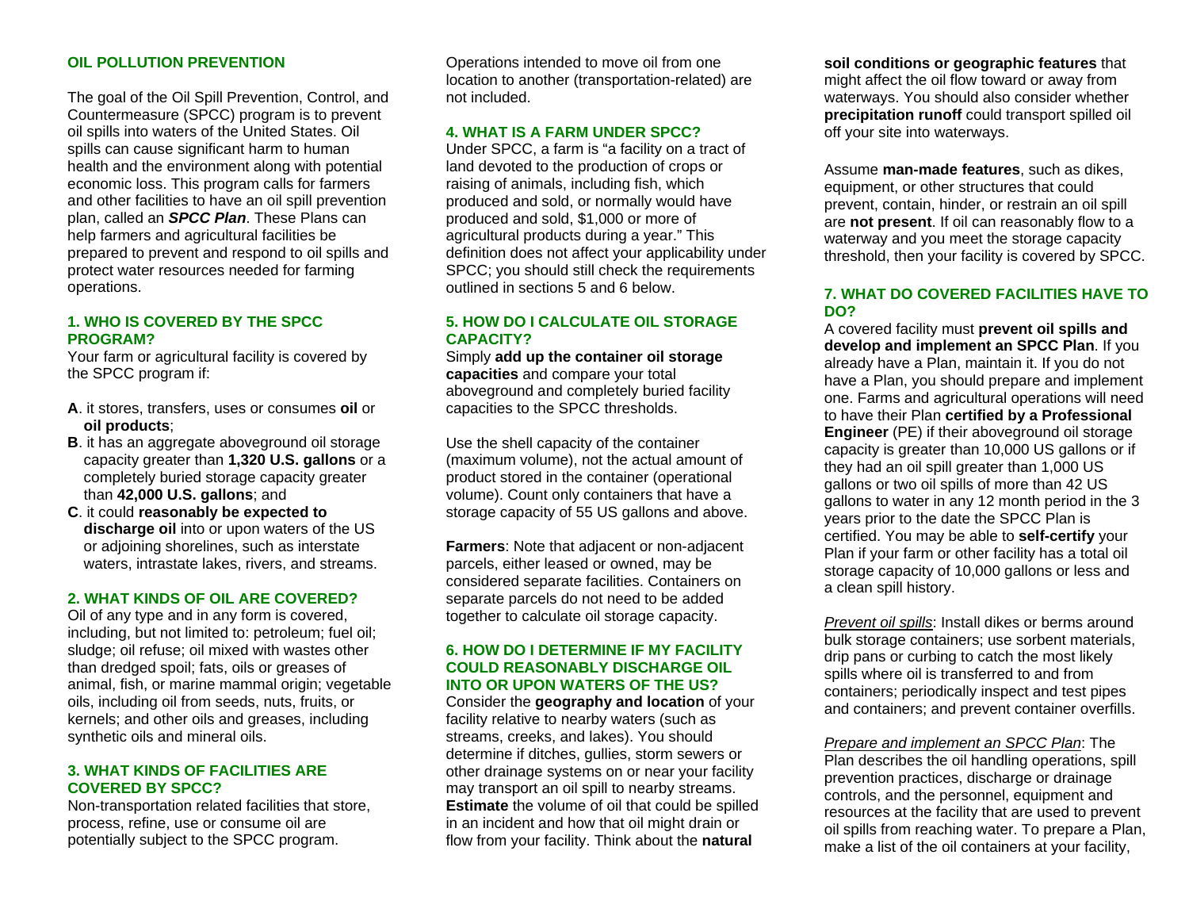## OIL POLLUTION PREVENTION

The goal of the Oil Spill Prevention, Control, and Countermeasure (SPCC) program is to prevent oil spills into waters of the United States. Oil spills can cause significant harm to human health and the environment along with potential economic loss. This program calls for farmers and other facilities to have an oil spill prevention plan, called an ***SPCC Plan***. These Plans can help farmers and agricultural facilities be prepared to prevent and respond to oil spills and protect water resources needed for farming operations.

### 1. WHO IS COVERED BY THE SPCC PROGRAM?

Your farm or agricultural facility is covered by the SPCC program if:

**A**. it stores, transfers, uses or consumes **oil** or **oil products**;
**B**. it has an aggregate aboveground oil storage capacity greater than **1,320 U.S. gallons** or a completely buried storage capacity greater than **42,000 U.S. gallons**; and
**C**. it could **reasonably be expected to discharge oil** into or upon waters of the US or adjoining shorelines, such as interstate waters, intrastate lakes, rivers, and streams.

### 2. WHAT KINDS OF OIL ARE COVERED?

Oil of any type and in any form is covered, including, but not limited to: petroleum; fuel oil; sludge; oil refuse; oil mixed with wastes other than dredged spoil; fats, oils or greases of animal, fish, or marine mammal origin; vegetable oils, including oil from seeds, nuts, fruits, or kernels; and other oils and greases, including synthetic oils and mineral oils.

### 3. WHAT KINDS OF FACILITIES ARE COVERED BY SPCC?

Non-transportation related facilities that store, process, refine, use or consume oil are potentially subject to the SPCC program. Operations intended to move oil from one location to another (transportation-related) are not included.

### 4. WHAT IS A FARM UNDER SPCC?

Under SPCC, a farm is "a facility on a tract of land devoted to the production of crops or raising of animals, including fish, which produced and sold, or normally would have produced and sold, $1,000 or more of agricultural products during a year." This definition does not affect your applicability under SPCC; you should still check the requirements outlined in sections 5 and 6 below.

### 5. HOW DO I CALCULATE OIL STORAGE CAPACITY?

Simply **add up the container oil storage capacities** and compare your total aboveground and completely buried facility capacities to the SPCC thresholds.

Use the shell capacity of the container (maximum volume), not the actual amount of product stored in the container (operational volume). Count only containers that have a storage capacity of 55 US gallons and above.

**Farmers**: Note that adjacent or non-adjacent parcels, either leased or owned, may be considered separate facilities. Containers on separate parcels do not need to be added together to calculate oil storage capacity.

### 6. HOW DO I DETERMINE IF MY FACILITY COULD REASONABLY DISCHARGE OIL INTO OR UPON WATERS OF THE US?

Consider the **geography and location** of your facility relative to nearby waters (such as streams, creeks, and lakes). You should determine if ditches, gullies, storm sewers or other drainage systems on or near your facility may transport an oil spill to nearby streams. **Estimate** the volume of oil that could be spilled in an incident and how that oil might drain or flow from your facility. Think about the **natural soil conditions or geographic features** that might affect the oil flow toward or away from waterways. You should also consider whether **precipitation runoff** could transport spilled oil off your site into waterways.

Assume **man-made features**, such as dikes, equipment, or other structures that could prevent, contain, hinder, or restrain an oil spill are **not present**. If oil can reasonably flow to a waterway and you meet the storage capacity threshold, then your facility is covered by SPCC.

### 7. WHAT DO COVERED FACILITIES HAVE TO DO?

A covered facility must **prevent oil spills and develop and implement an SPCC Plan**. If you already have a Plan, maintain it. If you do not have a Plan, you should prepare and implement one. Farms and agricultural operations will need to have their Plan **certified by a Professional Engineer** (PE) if their aboveground oil storage capacity is greater than 10,000 US gallons or if they had an oil spill greater than 1,000 US gallons or two oil spills of more than 42 US gallons to water in any 12 month period in the 3 years prior to the date the SPCC Plan is certified. You may be able to **self-certify** your Plan if your farm or other facility has a total oil storage capacity of 10,000 gallons or less and a clean spill history.

*Prevent oil spills*: Install dikes or berms around bulk storage containers; use sorbent materials, drip pans or curbing to catch the most likely spills where oil is transferred to and from containers; periodically inspect and test pipes and containers; and prevent container overfills.

*Prepare and implement an SPCC Plan*: The Plan describes the oil handling operations, spill prevention practices, discharge or drainage controls, and the personnel, equipment and resources at the facility that are used to prevent oil spills from reaching water. To prepare a Plan, make a list of the oil containers at your facility,